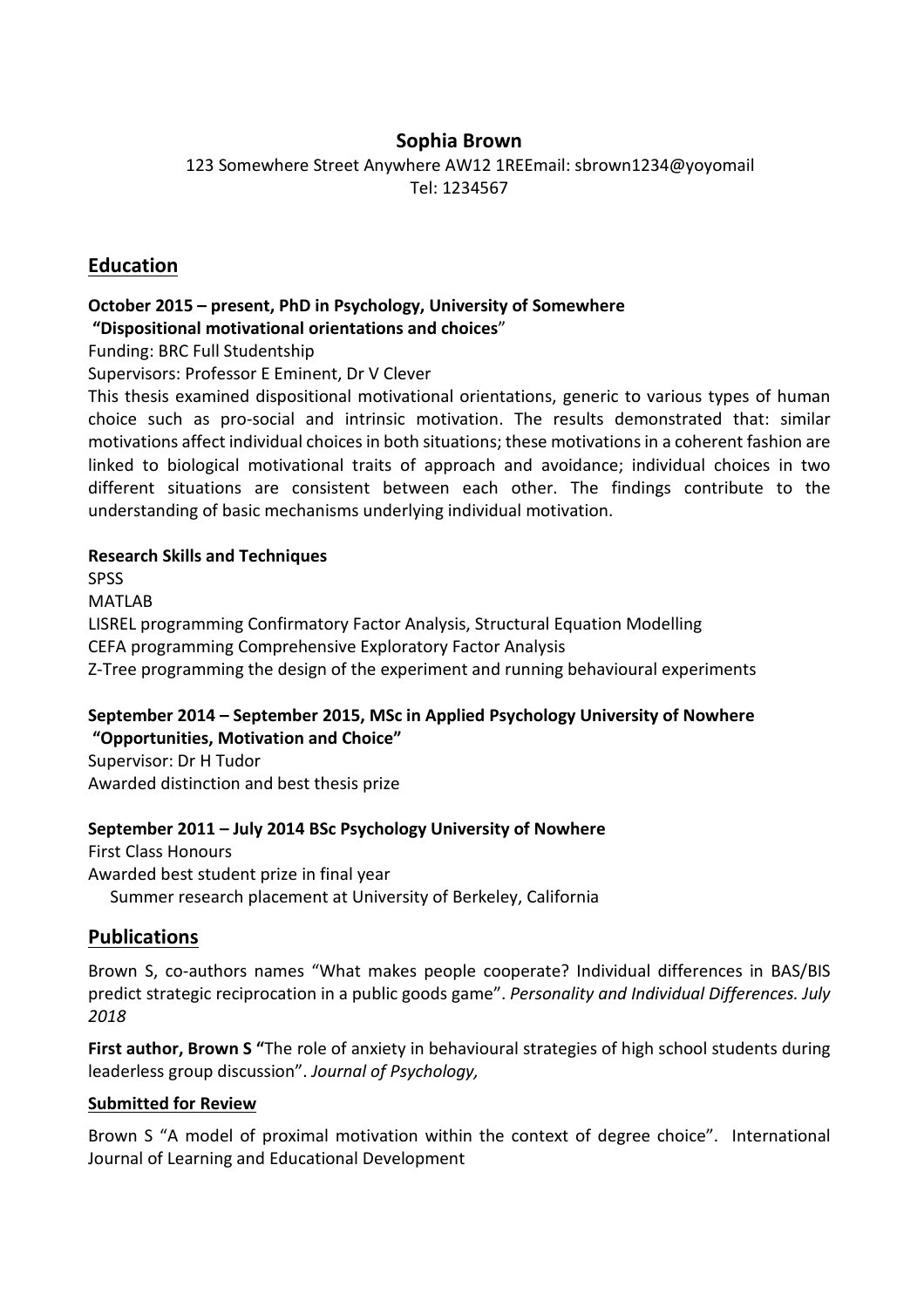# Sophia Brown

123 Somewhere Street Anywhere AW12 1REEmail: sbrown1234@yoyomail
Tel: 1234567

## Education

**October 2015 – present, PhD in Psychology, University of Somewhere**
**"Dispositional motivational orientations and choices**"

Funding: BRC Full Studentship

Supervisors: Professor E Eminent, Dr V Clever

This thesis examined dispositional motivational orientations, generic to various types of human choice such as pro-social and intrinsic motivation. The results demonstrated that: similar motivations affect individual choices in both situations; these motivations in a coherent fashion are linked to biological motivational traits of approach and avoidance; individual choices in two different situations are consistent between each other. The findings contribute to the understanding of basic mechanisms underlying individual motivation.

**Research Skills and Techniques**

SPSS
MATLAB
LISREL programming Confirmatory Factor Analysis, Structural Equation Modelling
CEFA programming Comprehensive Exploratory Factor Analysis
Z-Tree programming the design of the experiment and running behavioural experiments

**September 2014 – September 2015, MSc in Applied Psychology University of Nowhere**
**"Opportunities, Motivation and Choice"**

Supervisor: Dr H Tudor
Awarded distinction and best thesis prize

**September 2011 – July 2014 BSc Psychology University of Nowhere**

First Class Honours
Awarded best student prize in final year
Summer research placement at University of Berkeley, California

## Publications

Brown S, co-authors names "What makes people cooperate? Individual differences in BAS/BIS predict strategic reciprocation in a public goods game". *Personality and Individual Differences. July 2018*

**First author, Brown S "**The role of anxiety in behavioural strategies of high school students during leaderless group discussion". *Journal of Psychology,*

**Submitted for Review**

Brown S "A model of proximal motivation within the context of degree choice". International Journal of Learning and Educational Development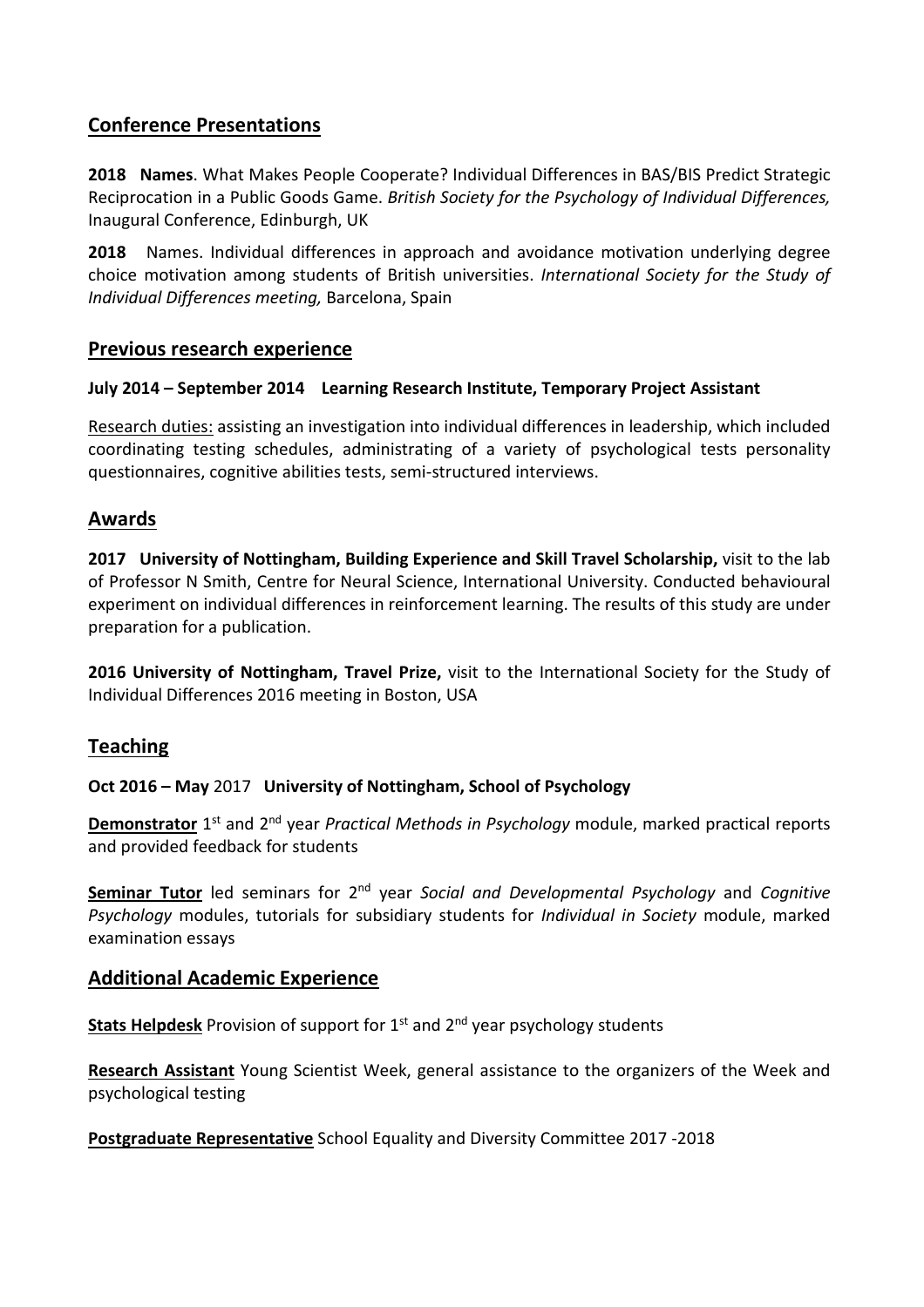## Conference Presentations

**2018 Names**. What Makes People Cooperate? Individual Differences in BAS/BIS Predict Strategic Reciprocation in a Public Goods Game. *British Society for the Psychology of Individual Differences,* Inaugural Conference, Edinburgh, UK

**2018** Names. Individual differences in approach and avoidance motivation underlying degree choice motivation among students of British universities. *International Society for the Study of Individual Differences meeting,* Barcelona, Spain

## Previous research experience

**July 2014 – September 2014 Learning Research Institute, Temporary Project Assistant**

Research duties: assisting an investigation into individual differences in leadership, which included coordinating testing schedules, administrating of a variety of psychological tests personality questionnaires, cognitive abilities tests, semi-structured interviews.

## Awards

**2017 University of Nottingham, Building Experience and Skill Travel Scholarship,** visit to the lab of Professor N Smith, Centre for Neural Science, International University. Conducted behavioural experiment on individual differences in reinforcement learning. The results of this study are under preparation for a publication.

**2016 University of Nottingham, Travel Prize,** visit to the International Society for the Study of Individual Differences 2016 meeting in Boston, USA

## Teaching

**Oct 2016 – May** 2017 **University of Nottingham, School of Psychology**

**Demonstrator** 1st and 2nd year *Practical Methods in Psychology* module, marked practical reports and provided feedback for students

**Seminar Tutor** led seminars for 2nd year *Social and Developmental Psychology* and *Cognitive Psychology* modules, tutorials for subsidiary students for *Individual in Society* module, marked examination essays

## Additional Academic Experience

**Stats Helpdesk** Provision of support for 1st and 2nd year psychology students

**Research Assistant** Young Scientist Week, general assistance to the organizers of the Week and psychological testing

**Postgraduate Representative** School Equality and Diversity Committee 2017 -2018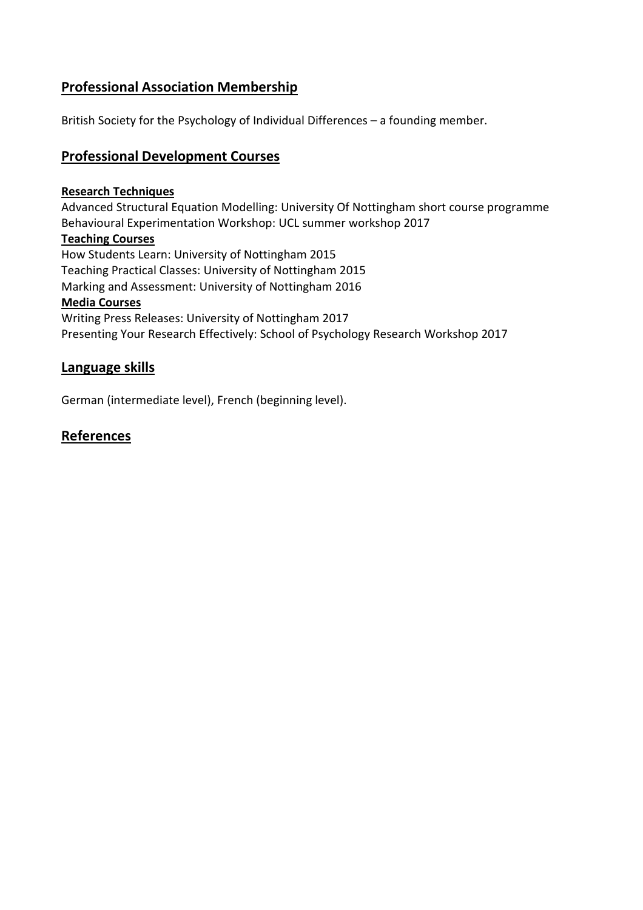## Professional Association Membership

British Society for the Psychology of Individual Differences – a founding member.

## Professional Development Courses

**Research Techniques**

Advanced Structural Equation Modelling: University Of Nottingham short course programme
Behavioural Experimentation Workshop: UCL summer workshop 2017

**Teaching Courses**

How Students Learn: University of Nottingham 2015
Teaching Practical Classes: University of Nottingham 2015
Marking and Assessment: University of Nottingham 2016

**Media Courses**

Writing Press Releases: University of Nottingham 2017
Presenting Your Research Effectively: School of Psychology Research Workshop 2017

## Language skills

German (intermediate level), French (beginning level).

## References